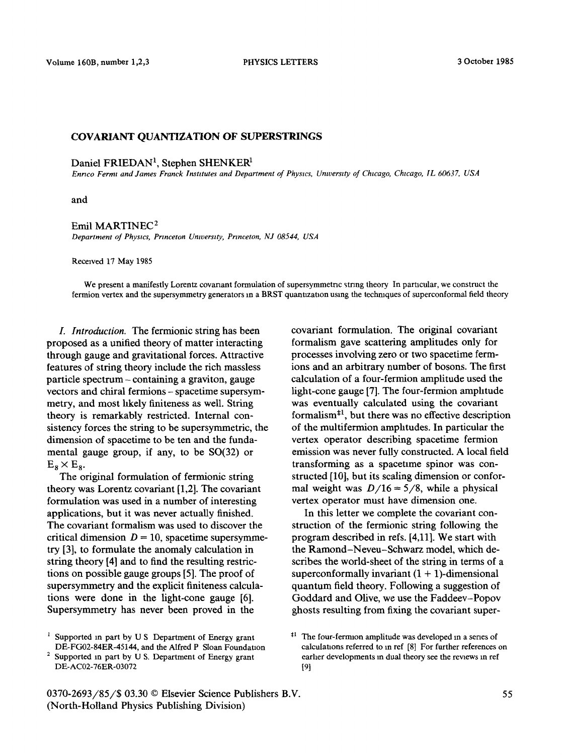# COVARIANT QUANTIZATION OF SUPERSTRINGS

Daniel FRIEDAN[1], Stephen SHENKER[1]

*Enrico Fermi and James Franck Institutes and Department of Physics, University of Chicago, Chicago, IL 60637, USA*

and

Emil MARTINEC[2]

*Department of Physics, Princeton University, Princeton, NJ 08544, USA*

Received 17 May 1985

We present a manifestly Lorentz covariant formulation of supersymmetric string theory In particular, we construct the fermion vertex and the supersymmetry generators in a BRST quantization using the techniques of superconformal field theory

*1. Introduction.* The fermionic string has been proposed as a unified theory of matter interacting through gauge and gravitational forces. Attractive features of string theory include the rich massless particle spectrum – containing a graviton, gauge vectors and chiral fermions – spacetime supersymmetry, and most likely finiteness as well. String theory is remarkably restricted. Internal consistency forces the string to be supersymmetric, the dimension of spacetime to be ten and the fundamental gauge group, if any, to be SO(32) or $E_8 \times E_8$.

The original formulation of fermionic string theory was Lorentz covariant [1,2]. The covariant formulation was used in a number of interesting applications, but it was never actually finished. The covariant formalism was used to discover the critical dimension $D = 10$, spacetime supersymmetry [3], to formulate the anomaly calculation in string theory [4] and to find the resulting restrictions on possible gauge groups [5]. The proof of supersymmetry and the explicit finiteness calculations were done in the light-cone gauge [6]. Supersymmetry has never been proved in the covariant formulation. The original covariant formalism gave scattering amplitudes only for processes involving zero or two spacetime fermions and an arbitrary number of bosons. The first calculation of a four-fermion amplitude used the light-cone gauge [7]. The four-fermion amplitude was eventually calculated using the covariant formalism[‡1], but there was no effective description of the multifermion amplitudes. In particular the vertex operator describing spacetime fermion emission was never fully constructed. A local field transforming as a spacetime spinor was constructed [10], but its scaling dimension or conformal weight was $D/16 = 5/8$, while a physical vertex operator must have dimension one.

In this letter we complete the covariant construction of the fermionic string following the program described in refs. [4,11]. We start with the Ramond–Neveu–Schwarz model, which describes the world-sheet of the string in terms of a superconformally invariant $(1 + 1)$-dimensional quantum field theory. Following a suggestion of Goddard and Olive, we use the Faddeev–Popov ghosts resulting from fixing the covariant super-

[1] Supported in part by U S Department of Energy grant DE-FG02-84ER-45144, and the Alfred P Sloan Foundation

[2] Supported in part by U S. Department of Energy grant DE-AC02-76ER-03072

[‡1] The four-fermion amplitude was developed in a series of calculations referred to in ref [8] For further references on earlier developments in dual theory see the reviews in ref [9]

0370-2693/85/$ 03.30 © Elsevier Science Publishers B.V. (North-Holland Physics Publishing Division)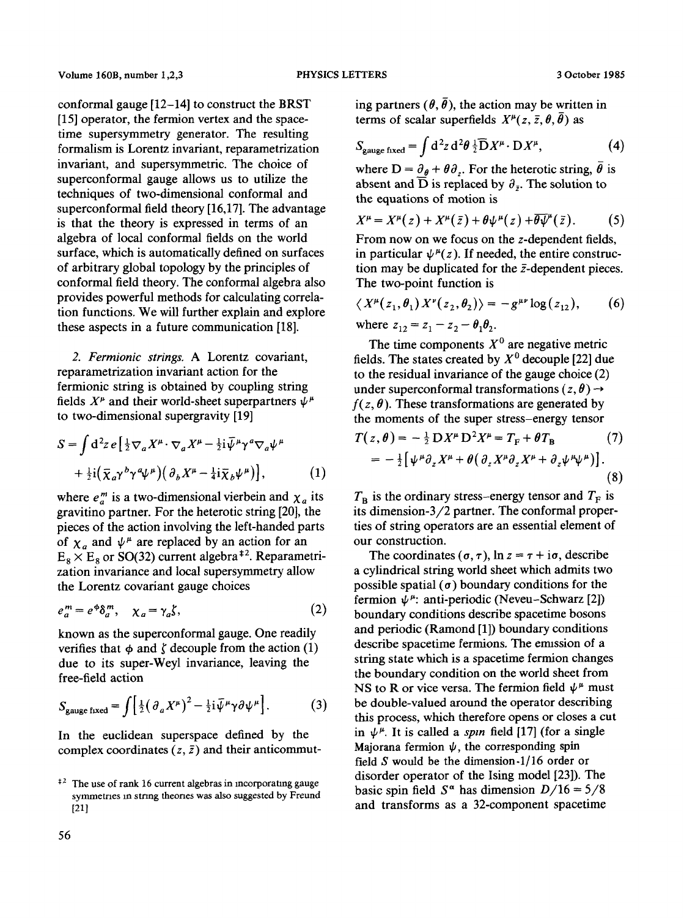conformal gauge [12–14] to construct the BRST [15] operator, the fermion vertex and the spacetime supersymmetry generator. The resulting formalism is Lorentz invariant, reparametrization invariant, and supersymmetric. The choice of superconformal gauge allows us to utilize the techniques of two-dimensional conformal and superconformal field theory [16,17]. The advantage is that the theory is expressed in terms of an algebra of local conformal fields on the world surface, which is automatically defined on surfaces of arbitrary global topology by the principles of conformal field theory. The conformal algebra also provides powerful methods for calculating correlation functions. We will further explain and explore these aspects in a future communication [18].

*2. Fermionic strings.* A Lorentz covariant, reparametrization invariant action for the fermionic string is obtained by coupling string fields $X^\mu$ and their world-sheet superpartners $\psi^\mu$ to two-dimensional supergravity [19]

$$S = \int d^2 z\, e \left[ \tfrac{1}{2} \nabla_a X^\mu \cdot \nabla_a X^\mu - \tfrac{1}{2} i \bar{\psi}^\mu \gamma^a \nabla_a \psi^\mu + \tfrac{1}{2} i (\bar{\chi}_a \gamma^b \gamma^a \psi^\mu)(\partial_b X^\mu - \tfrac{1}{4} i \bar{\chi}_b \psi^\mu) \right], \tag{1}$$

where $e_a^m$ is a two-dimensional vierbein and $\chi_a$ its gravitino partner. For the heterotic string [20], the pieces of the action involving the left-handed parts of $\chi_a$ and $\psi^\mu$ are replaced by an action for an $E_8 \times E_8$ or SO(32) current algebra [‡2]. Reparametrization invariance and local supersymmetry allow the Lorentz covariant gauge choices

$$e_a^m = e^\phi \delta_a^m, \quad \chi_a = \gamma_a \zeta, \tag{2}$$

known as the superconformal gauge. One readily verifies that $\phi$ and $\zeta$ decouple from the action (1) due to its super-Weyl invariance, leaving the free-field action

$$S_{\text{gauge fixed}} = \int \left[ \tfrac{1}{2} (\partial_a X^\mu)^2 - \tfrac{1}{2} i \bar{\psi}^\mu \gamma \partial \psi^\mu \right]. \tag{3}$$

In the euclidean superspace defined by the complex coordinates $(z, \bar{z})$ and their anticommuting partners $(\theta, \bar{\theta})$, the action may be written in terms of scalar superfields $X^\mu(z, \bar{z}, \theta, \bar{\theta})$ as

$$S_{\text{gauge fixed}} = \int d^2 z\, d^2\theta\, \tfrac{1}{2} \bar{D} X^\mu \cdot D X^\mu, \tag{4}$$

where $D = \partial_\theta + \theta \partial_z$. For the heterotic string, $\bar{\theta}$ is absent and $\bar{D}$ is replaced by $\partial_{\bar{z}}$. The solution to the equations of motion is

$$X^\mu = X^\mu(z) + X^\mu(\bar{z}) + \theta \psi^\mu(z) + \bar{\theta} \bar{\psi}^\mu(\bar{z}). \tag{5}$$

From now on we focus on the $z$-dependent fields, in particular $\psi^\mu(z)$. If needed, the entire construction may be duplicated for the $\bar{z}$-dependent pieces. The two-point function is

$$\langle X^\mu(z_1, \theta_1) X^\nu(z_2, \theta_2) \rangle = -g^{\mu\nu} \log(z_{12}), \tag{6}$$

where $z_{12} = z_1 - z_2 - \theta_1 \theta_2$.

The time components $X^0$ are negative metric fields. The states created by $X^0$ decouple [22] due to the residual invariance of the gauge choice (2) under superconformal transformations $(z, \theta) \to f(z, \theta)$. These transformations are generated by the moments of the super stress–energy tensor

$$T(z, \theta) = -\tfrac{1}{2} D X^\mu D^2 X^\mu = T_F + \theta T_B \tag{7}$$

$$= -\tfrac{1}{2} \left[ \psi^\mu \partial_z X^\mu + \theta (\partial_z X^\mu \partial_z X^\mu + \partial_z \psi^\mu \psi^\mu) \right]. \tag{8}$$

$T_B$ is the ordinary stress–energy tensor and $T_F$ is its dimension-3/2 partner. The conformal properties of string operators are an essential element of our construction.

The coordinates $(\sigma, \tau)$, $\ln z = \tau + i\sigma$, describe a cylindrical string world sheet which admits two possible spatial ($\sigma$) boundary conditions for the fermion $\psi^\mu$: anti-periodic (Neveu–Schwarz [2]) boundary conditions describe spacetime bosons and periodic (Ramond [1]) boundary conditions describe spacetime fermions. The emission of a string state which is a spacetime fermion changes the boundary condition on the world sheet from NS to R or vice versa. The fermion field $\psi^\mu$ must be double-valued around the operator describing this process, which therefore opens or closes a cut in $\psi^\mu$. It is called a *spin* field [17] (for a single Majorana fermion $\psi$, the corresponding spin field $S$ would be the dimension-1/16 order or disorder operator of the Ising model [23]). The basic spin field $S^\alpha$ has dimension $D/16 = 5/8$ and transforms as a 32-component spacetime

‡2 The use of rank 16 current algebras in incorporating gauge symmetries in string theories was also suggested by Freund [21]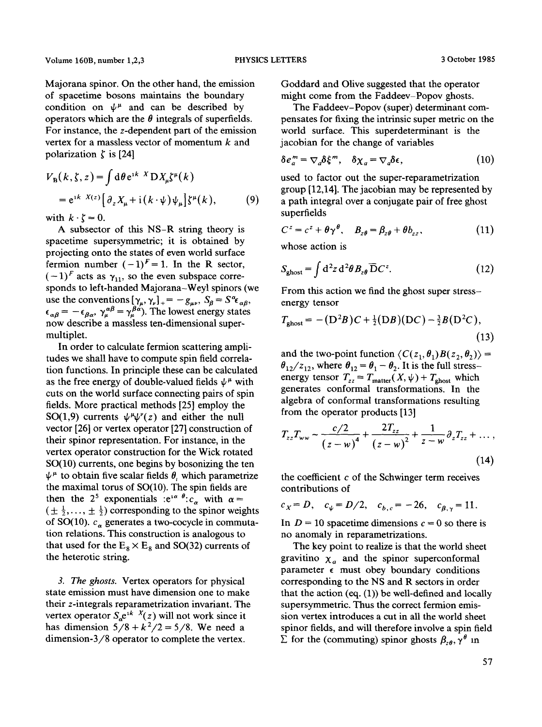Majorana spinor. On the other hand, the emission of spacetime bosons maintains the boundary condition on $\psi^\mu$ and can be described by operators which are the $\theta$ integrals of superfields. For instance, the $z$-dependent part of the emission vertex for a massless vector of momentum $k$ and polarization $\zeta$ is [24]

$$V_B(k,\zeta,z) = \int d\theta\, e^{ik\cdot X} DX_\mu \zeta^\mu(k)$$
$$= e^{ik\cdot X(z)}\left[\partial_z X_\mu + i(k\cdot\psi)\psi_\mu\right]\zeta^\mu(k), \tag{9}$$

with $k\cdot\zeta = 0$.

A subsector of this NS–R string theory is spacetime supersymmetric; it is obtained by projecting onto the states of even world surface fermion number $(-1)^F = 1$. In the R sector, $(-1)^F$ acts as $\gamma_{11}$, so the even subspace corresponds to left-handed Majorana–Weyl spinors (we use the conventions $[\gamma_\mu, \gamma_\nu]_+ = -g_{\mu\nu}$, $S_\beta = S^\alpha \epsilon_{\alpha\beta}$, $\epsilon_{\alpha\beta} = -\epsilon_{\beta\alpha}$, $\gamma_\mu^{\alpha\beta} = \gamma_\mu^{\beta\alpha}$). The lowest energy states now describe a massless ten-dimensional supermultiplet.

In order to calculate fermion scattering amplitudes we shall have to compute spin field correlation functions. In principle these can be calculated as the free energy of double-valued fields $\psi^\mu$ with cuts on the world surface connecting pairs of spin fields. More practical methods [25] employ the SO(1,9) currents $\psi^\mu\psi^\nu(z)$ and either the null vector [26] or vertex operator [27] construction of their spinor representation. For instance, in the vertex operator construction for the Wick rotated SO(10) currents, one begins by bosonizing the ten $\psi^\mu$ to obtain five scalar fields $\theta_i$ which parametrize the maximal torus of SO(10). The spin fields are then the $2^5$ exponentials $:e^{i\alpha\cdot\theta}:c_\alpha$ with $\alpha = (\pm\frac{1}{2},\ldots,\pm\frac{1}{2})$ corresponding to the spinor weights of SO(10). $c_\alpha$ generates a two-cocycle in commutation relations. This construction is analogous to that used for the $E_8\times E_8$ and SO(32) currents of the heterotic string.

*3. The ghosts.* Vertex operators for physical state emission must have dimension one to make their $z$-integrals reparametrization invariant. The vertex operator $S_\alpha e^{ik\cdot X}(z)$ will not work since it has dimension $5/8 + k^2/2 = 5/8$. We need a dimension-3/8 operator to complete the vertex. Goddard and Olive suggested that the operator might come from the Faddeev–Popov ghosts.

The Faddeev–Popov (super) determinant compensates for fixing the intrinsic super metric on the world surface. This superdeterminant is the jacobian for the change of variables

$$\delta e_a^m = \nabla_a \delta\xi^m, \quad \delta\chi_a = \nabla_a \delta\epsilon, \tag{10}$$

used to factor out the super-reparametrization group [12,14]. The jacobian may be represented by a path integral over a conjugate pair of free ghost superfields

$$C^z = c^z + \theta\gamma^\theta, \quad B_{z\theta} = \beta_{z\theta} + \theta b_{zz}, \tag{11}$$

whose action is

$$S_{\text{ghost}} = \int d^2z\, d^2\theta\, B_{z\theta}\bar{D}C^z. \tag{12}$$

From this action we find the ghost super stress–energy tensor

$$T_{\text{ghost}} = -(D^2B)C + \tfrac{1}{2}(DB)(DC) - \tfrac{3}{2}B(D^2C), \tag{13}$$

and the two-point function $\langle C(z_1,\theta_1)B(z_2,\theta_2)\rangle = \theta_{12}/z_{12}$, where $\theta_{12} = \theta_1 - \theta_2$. It is the full stress–energy tensor $T_{zz} = T_{\text{matter}}(X,\psi) + T_{\text{ghost}}$ which generates conformal transformations. In the algebra of conformal transformations resulting from the operator products [13]

$$T_{zz}T_{ww} \sim \frac{c/2}{(z-w)^4} + \frac{2T_{zz}}{(z-w)^2} + \frac{1}{z-w}\partial_z T_{zz} + \ldots, \tag{14}$$

the coefficient $c$ of the Schwinger term receives contributions of

$$c_X = D, \quad c_\psi = D/2, \quad c_{b,c} = -26, \quad c_{\beta,\gamma} = 11.$$

In $D = 10$ spacetime dimensions $c = 0$ so there is no anomaly in reparametrizations.

The key point to realize is that the world sheet gravitino $\chi_a$ and the spinor superconformal parameter $\epsilon$ must obey boundary conditions corresponding to the NS and R sectors in order that the action (eq. (1)) be well-defined and locally supersymmetric. Thus the correct fermion emission vertex introduces a cut in all the world sheet spinor fields, and will therefore involve a spin field $\Sigma$ for the (commuting) spinor ghosts $\beta_{z\theta}, \gamma^\theta$ in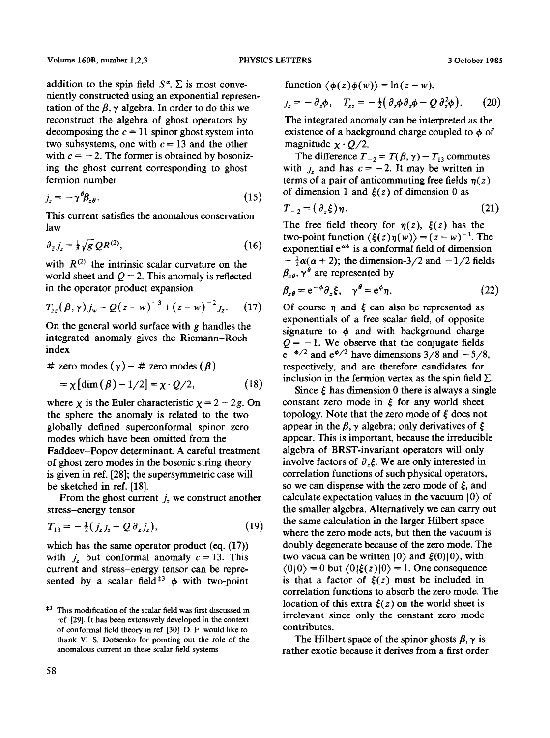addition to the spin field $S^\alpha$. $\Sigma$ is most conveniently constructed using an exponential representation of the $\beta, \gamma$ algebra. In order to do this we reconstruct the algebra of ghost operators by decomposing the $c = 11$ spinor ghost system into two subsystems, one with $c = 13$ and the other with $c = -2$. The former is obtained by bosonizing the ghost current corresponding to ghost fermion number

$$j_z = -\gamma^\theta \beta_{z\theta}. \tag{15}$$

This current satisfies the anomalous conservation law

$$\partial_{\bar{z}} j_z = \tfrac{1}{8}\sqrt{g}\, Q R^{(2)}, \tag{16}$$

with $R^{(2)}$ the intrinsic scalar curvature on the world sheet and $Q = 2$. This anomaly is reflected in the operator product expansion

$$T_{zz}(\beta, \gamma) j_w \sim Q(z-w)^{-3} + (z-w)^{-2} j_z. \tag{17}$$

On the general world surface with $g$ handles the integrated anomaly gives the Riemann–Roch index

$$\begin{aligned} &\# \text{ zero modes } (\gamma) - \# \text{ zero modes } (\beta) \\ &\quad = \chi[\dim(\beta) - 1/2] = \chi \cdot Q/2, \end{aligned} \tag{18}$$

where $\chi$ is the Euler characteristic $\chi = 2 - 2g$. On the sphere the anomaly is related to the two globally defined superconformal spinor zero modes which have been omitted from the Faddeev–Popov determinant. A careful treatment of ghost zero modes in the bosonic string theory is given in ref. [28]; the supersymmetric case will be sketched in ref. [18].

From the ghost current $j_z$ we construct another stress-energy tensor

$$T_{13} = -\tfrac{1}{2}(j_z j_z - Q\, \partial_z j_z), \tag{19}$$

which has the same operator product (eq. (17)) with $j_z$ but conformal anomaly $c = 13$. This current and stress-energy tensor can be represented by a scalar field[‡3] $\phi$ with two-point function $\langle \phi(z)\phi(w)\rangle = \ln(z-w)$.

$$j_z = -\partial_z \phi, \quad T_{zz} = -\tfrac{1}{2}(\partial_z\phi\, \partial_z\phi - Q\, \partial_z^2 \phi). \tag{20}$$

The integrated anomaly can be interpreted as the existence of a background charge coupled to $\phi$ of magnitude $\chi \cdot Q/2$.

The difference $T_{-2} = T(\beta, \gamma) - T_{13}$ commutes with $j_z$ and has $c = -2$. It may be written in terms of a pair of anticommuting free fields $\eta(z)$ of dimension 1 and $\xi(z)$ of dimension 0 as

$$T_{-2} = (\partial_z \xi)\eta. \tag{21}$$

The free field theory for $\eta(z)$, $\xi(z)$ has the two-point function $\langle \xi(z)\eta(w)\rangle = (z-w)^{-1}$. The exponential $e^{\alpha\phi}$ is a conformal field of dimension $-\tfrac{1}{2}\alpha(\alpha+2)$; the dimension-3/2 and $-1/2$ fields $\beta_{z\theta}$, $\gamma^\theta$ are represented by

$$\beta_{z\theta} = e^{-\phi}\partial_z \xi, \quad \gamma^\theta = e^{\phi}\eta. \tag{22}$$

Of course $\eta$ and $\xi$ can also be represented as exponentials of a free scalar field, of opposite signature to $\phi$ and with background charge $Q = -1$. We observe that the conjugate fields $e^{-\phi/2}$ and $e^{\phi/2}$ have dimensions 3/8 and $-5/8$, respectively, and are therefore candidates for inclusion in the fermion vertex as the spin field $\Sigma$.

Since $\xi$ has dimension 0 there is always a single constant zero mode in $\xi$ for any world sheet topology. Note that the zero mode of $\xi$ does not appear in the $\beta, \gamma$ algebra; only derivatives of $\xi$ appear. This is important, because the irreducible algebra of BRST-invariant operators will only involve factors of $\partial_z \xi$. We are only interested in correlation functions of such physical operators, so we can dispense with the zero mode of $\xi$, and calculate expectation values in the vacuum $|0\rangle$ of the smaller algebra. Alternatively we can carry out the same calculation in the larger Hilbert space where the zero mode acts, but then the vacuum is doubly degenerate because of the zero mode. The two vacua can be written $|0\rangle$ and $\xi(0)|0\rangle$, with $\langle 0|0\rangle = 0$ but $\langle 0|\xi(z)|0\rangle = 1$. One consequence is that a factor of $\xi(z)$ must be included in correlation functions to absorb the zero mode. The location of this extra $\xi(z)$ on the world sheet is irrelevant since only the constant zero mode contributes.

The Hilbert space of the spinor ghosts $\beta, \gamma$ is rather exotic because it derives from a first order

[‡3] This modification of the scalar field was first discussed in ref [29]. It has been extensively developed in the context of conformal field theory in ref [30] D. F would like to thank Vl S. Dotsenko for pointing out the role of the anomalous current in these scalar field systems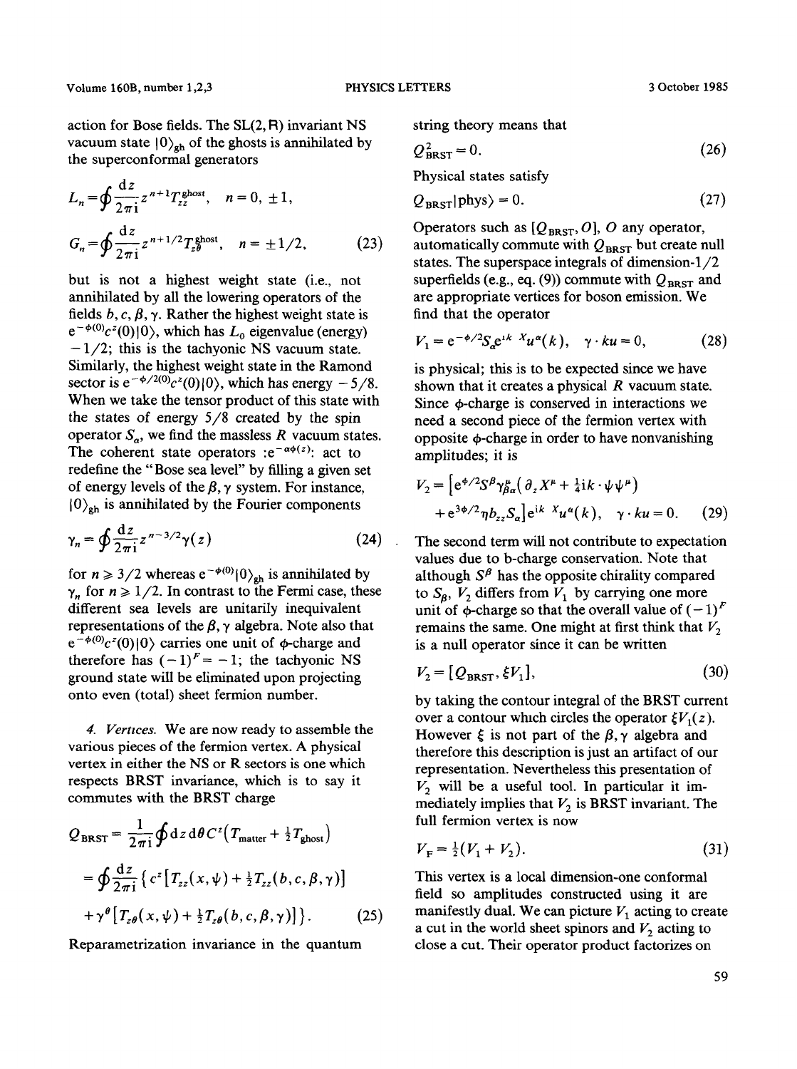action for Bose fields. The SL(2, R) invariant NS vacuum state $|0\rangle_{\mathrm{gh}}$ of the ghosts is annihilated by the superconformal generators

$$L_n = \oint \frac{\mathrm{d}z}{2\pi\mathrm{i}} z^{n+1} T_{zz}^{\mathrm{ghost}}, \quad n = 0, \pm 1,$$

$$G_n = \oint \frac{\mathrm{d}z}{2\pi\mathrm{i}} z^{n+1/2} T_{z\theta}^{\mathrm{ghost}}, \quad n = \pm 1/2, \tag{23}$$

but is not a highest weight state (i.e., not annihilated by all the lowering operators of the fields $b, c, \beta, \gamma$. Rather the highest weight state is $\mathrm{e}^{-\phi(0)} c^z(0)|0\rangle$, which has $L_0$ eigenvalue (energy) $-1/2$; this is the tachyonic NS vacuum state. Similarly, the highest weight state in the Ramond sector is $\mathrm{e}^{-\phi/2(0)} c^z(0)|0\rangle$, which has energy $-5/8$. When we take the tensor product of this state with the states of energy $5/8$ created by the spin operator $S_\alpha$, we find the massless $R$ vacuum states. The coherent state operators $:\mathrm{e}^{-\alpha\phi(z)}:$ act to redefine the "Bose sea level" by filling a given set of energy levels of the $\beta, \gamma$ system. For instance, $|0\rangle_{\mathrm{gh}}$ is annihilated by the Fourier components

$$\gamma_n = \oint \frac{\mathrm{d}z}{2\pi\mathrm{i}} z^{n-3/2} \gamma(z) \tag{24}$$

for $n \geqslant 3/2$ whereas $\mathrm{e}^{-\phi(0)}|0\rangle_{\mathrm{gh}}$ is annihilated by $\gamma_n$ for $n \geqslant 1/2$. In contrast to the Fermi case, these different sea levels are unitarily inequivalent representations of the $\beta, \gamma$ algebra. Note also that $\mathrm{e}^{-\phi(0)} c^z(0)|0\rangle$ carries one unit of $\phi$-charge and therefore has $(-1)^F = -1$; the tachyonic NS ground state will be eliminated upon projecting onto even (total) sheet fermion number.

*4. Vertices.* We are now ready to assemble the various pieces of the fermion vertex. A physical vertex in either the NS or R sectors is one which respects BRST invariance, which is to say it commutes with the BRST charge

$$Q_{\mathrm{BRST}} = \frac{1}{2\pi\mathrm{i}} \oint \mathrm{d}z\, \mathrm{d}\theta\, C^z \left(T_{\mathrm{matter}} + \tfrac{1}{2} T_{\mathrm{ghost}}\right)$$

$$= \oint \frac{\mathrm{d}z}{2\pi\mathrm{i}} \left\{ c^z \left[T_{zz}(x, \psi) + \tfrac{1}{2} T_{zz}(b, c, \beta, \gamma)\right] + \gamma^\theta \left[T_{z\theta}(x, \psi) + \tfrac{1}{2} T_{z\theta}(b, c, \beta, \gamma)\right]\right\}. \tag{25}$$

Reparametrization invariance in the quantum string theory means that

$$Q_{\mathrm{BRST}}^2 = 0. \tag{26}$$

Physical states satisfy

$$Q_{\mathrm{BRST}}|\mathrm{phys}\rangle = 0. \tag{27}$$

Operators such as $[Q_{\mathrm{BRST}}, O]$, $O$ any operator, automatically commute with $Q_{\mathrm{BRST}}$ but create null states. The superspace integrals of dimension-1/2 superfields (e.g., eq. (9)) commute with $Q_{\mathrm{BRST}}$ and are appropriate vertices for boson emission. We find that the operator

$$V_1 = \mathrm{e}^{-\phi/2} S_\alpha \mathrm{e}^{\mathrm{i}k \cdot X} u^\alpha(k), \quad \gamma \cdot ku = 0, \tag{28}$$

is physical; this is to be expected since we have shown that it creates a physical $R$ vacuum state. Since $\phi$-charge is conserved in interactions we need a second piece of the fermion vertex with opposite $\phi$-charge in order to have nonvanishing amplitudes; it is

$$V_2 = \left[\mathrm{e}^{\phi/2} S^\beta \gamma^\mu_{\beta\alpha} \left(\partial_z X^\mu + \tfrac{1}{4} \mathrm{i}k \cdot \psi \psi^\mu\right) + \mathrm{e}^{3\phi/2} \eta b_{zz} S_\alpha\right] \mathrm{e}^{\mathrm{i}k \cdot X} u^\alpha(k), \quad \gamma \cdot ku = 0. \tag{29}$$

The second term will not contribute to expectation values due to b-charge conservation. Note that although $S^\beta$ has the opposite chirality compared to $S_\beta$, $V_2$ differs from $V_1$ by carrying one more unit of $\phi$-charge so that the overall value of $(-1)^F$ remains the same. One might at first think that $V_2$ is a null operator since it can be written

$$V_2 = [Q_{\mathrm{BRST}}, \xi V_1], \tag{30}$$

by taking the contour integral of the BRST current over a contour which circles the operator $\xi V_1(z)$. However $\xi$ is not part of the $\beta, \gamma$ algebra and therefore this description is just an artifact of our representation. Nevertheless this presentation of $V_2$ will be a useful tool. In particular it immediately implies that $V_2$ is BRST invariant. The full fermion vertex is now

$$V_F = \tfrac{1}{2}(V_1 + V_2). \tag{31}$$

This vertex is a local dimension-one conformal field so amplitudes constructed using it are manifestly dual. We can picture $V_1$ acting to create a cut in the world sheet spinors and $V_2$ acting to close a cut. Their operator product factorizes on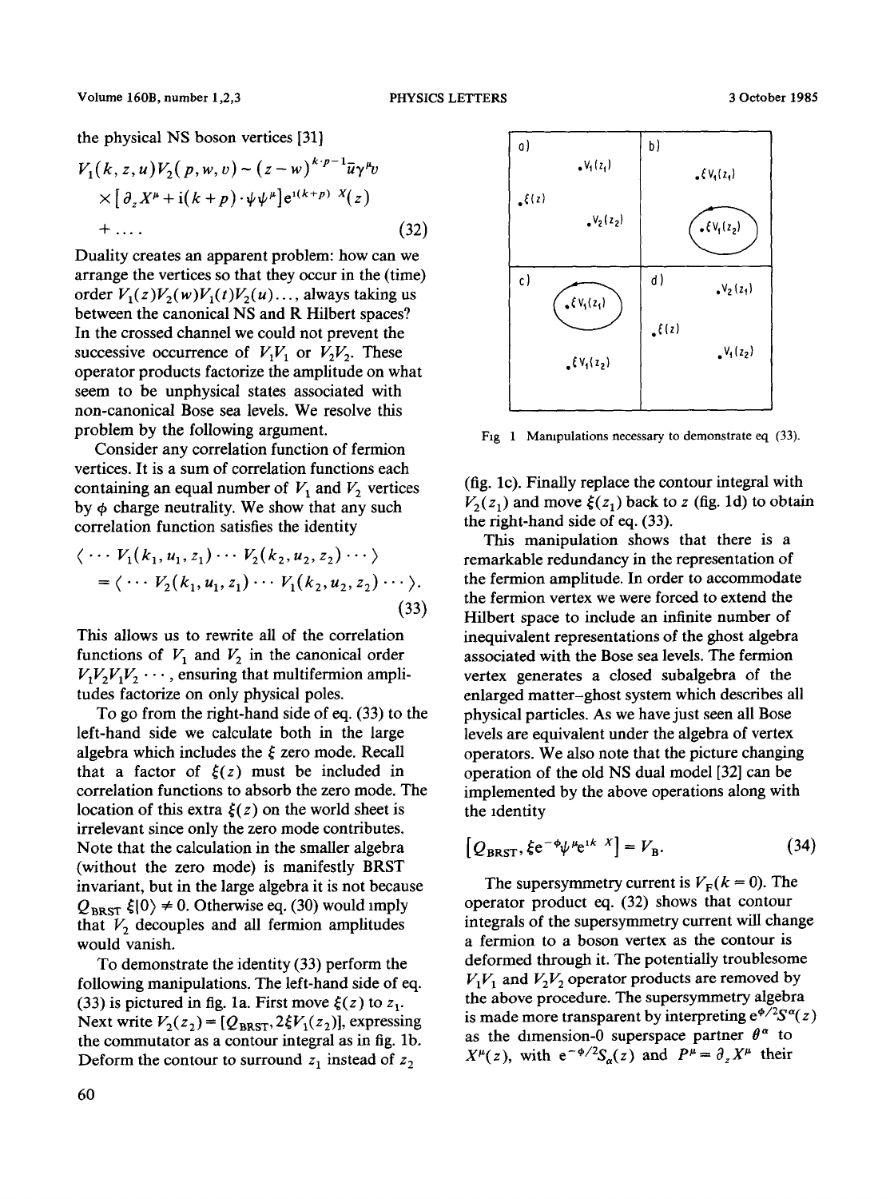the physical NS boson vertices [31]

$$V_1(k,z,u)V_2(p,w,v) \sim (z-w)^{k\cdot p-1}\bar{u}\gamma^\mu v \times [\partial_z X^\mu + \mathrm{i}(k+p)\cdot\psi\psi^\mu]\mathrm{e}^{\mathrm{i}(k+p)\cdot X(z)} + \ldots \quad (32)$$

Duality creates an apparent problem: how can we arrange the vertices so that they occur in the (time) order $V_1(z)V_2(w)V_1(t)V_2(u)\ldots$, always taking us between the canonical NS and R Hilbert spaces? In the crossed channel we could not prevent the successive occurrence of $V_1V_1$ or $V_2V_2$. These operator products factorize the amplitude on what seem to be unphysical states associated with non-canonical Bose sea levels. We resolve this problem by the following argument.

Consider any correlation function of fermion vertices. It is a sum of correlation functions each containing an equal number of $V_1$ and $V_2$ vertices by $\phi$ charge neutrality. We show that any such correlation function satisfies the identity

$$\langle \cdots V_1(k_1,u_1,z_1)\cdots V_2(k_2,u_2,z_2)\cdots\rangle = \langle \cdots V_2(k_1,u_1,z_1)\cdots V_1(k_2,u_2,z_2)\cdots\rangle. \quad (33)$$

This allows us to rewrite all of the correlation functions of $V_1$ and $V_2$ in the canonical order $V_1V_2V_1V_2\cdots$, ensuring that multifermion amplitudes factorize on only physical poles.

To go from the right-hand side of eq. (33) to the left-hand side we calculate both in the large algebra which includes the $\xi$ zero mode. Recall that a factor of $\xi(z)$ must be included in correlation functions to absorb the zero mode. The location of this extra $\xi(z)$ on the world sheet is irrelevant since only the zero mode contributes. Note that the calculation in the smaller algebra (without the zero mode) is manifestly BRST invariant, but in the large algebra it is not because $Q_{\mathrm{BRST}}\,\xi|0\rangle \neq 0$. Otherwise eq. (30) would imply that $V_2$ decouples and all fermion amplitudes would vanish.

To demonstrate the identity (33) perform the following manipulations. The left-hand side of eq. (33) is pictured in fig. 1a. First move $\xi(z)$ to $z_1$. Next write $V_2(z_2) = [Q_{\mathrm{BRST}}, 2\xi V_1(z_2)]$, expressing the commutator as a contour integral as in fig. 1b. Deform the contour to surround $z_1$ instead of $z_2$ (fig. 1c). Finally replace the contour integral with $V_2(z_1)$ and move $\xi(z_1)$ back to $z$ (fig. 1d) to obtain the right-hand side of eq. (33).

Fig. 1. Manipulations necessary to demonstrate eq. (33).

This manipulation shows that there is a remarkable redundancy in the representation of the fermion amplitude. In order to accommodate the fermion vertex we were forced to extend the Hilbert space to include an infinite number of inequivalent representations of the ghost algebra associated with the Bose sea levels. The fermion vertex generates a closed subalgebra of the enlarged matter–ghost system which describes all physical particles. As we have just seen all Bose levels are equivalent under the algebra of vertex operators. We also note that the picture changing operation of the old NS dual model [32] can be implemented by the above operations along with the identity

$$[Q_{\mathrm{BRST}}, \xi\mathrm{e}^{-\phi}\psi^\mu\mathrm{e}^{\mathrm{i}k\cdot X}] = V_{\mathrm{B}}. \quad (34)$$

The supersymmetry current is $V_{\mathrm{F}}(k=0)$. The operator product eq. (32) shows that contour integrals of the supersymmetry current will change a fermion to a boson vertex as the contour is deformed through it. The potentially troublesome $V_1V_1$ and $V_2V_2$ operator products are removed by the above procedure. The supersymmetry algebra is made more transparent by interpreting $\mathrm{e}^{\phi/2}S^\alpha(z)$ as the dimension-0 superspace partner $\theta^\alpha$ to $X^\mu(z)$, with $\mathrm{e}^{-\phi/2}S_\alpha(z)$ and $P^\mu = \partial_z X^\mu$ their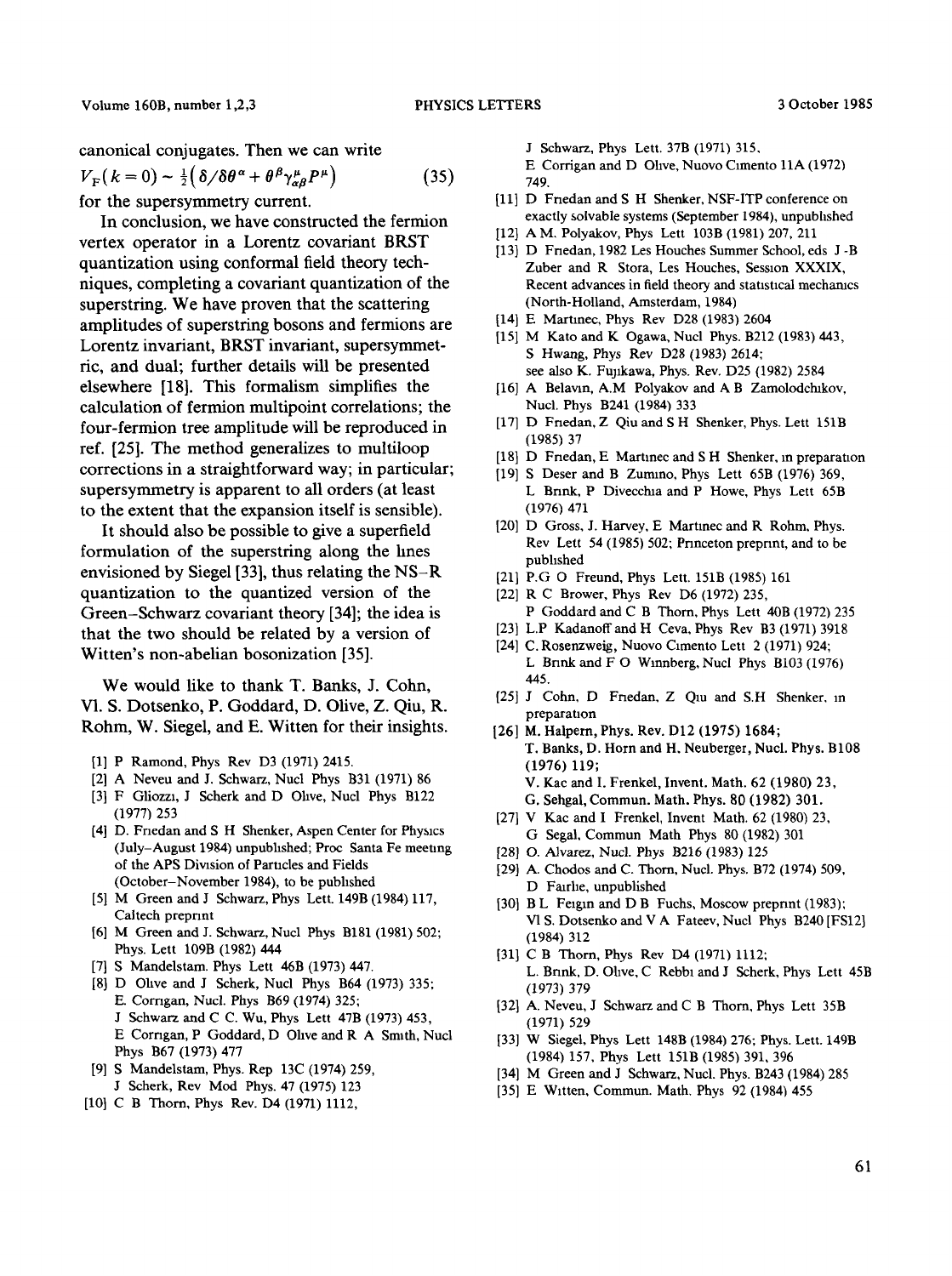canonical conjugates. Then we can write

$$V_F(k=0) \sim \tfrac{1}{2}\left(\delta/\delta\theta^\alpha + \theta^\beta \gamma^\mu_{\alpha\beta} P^\mu\right) \qquad (35)$$

for the supersymmetry current.

In conclusion, we have constructed the fermion vertex operator in a Lorentz covariant BRST quantization using conformal field theory techniques, completing a covariant quantization of the superstring. We have proven that the scattering amplitudes of superstring bosons and fermions are Lorentz invariant, BRST invariant, supersymmetric, and dual; further details will be presented elsewhere [18]. This formalism simplifies the calculation of fermion multipoint correlations; the four-fermion tree amplitude will be reproduced in ref. [25]. The method generalizes to multiloop corrections in a straightforward way; in particular; supersymmetry is apparent to all orders (at least to the extent that the expansion itself is sensible).

It should also be possible to give a superfield formulation of the superstring along the lines envisioned by Siegel [33], thus relating the NS–R quantization to the quantized version of the Green–Schwarz covariant theory [34]; the idea is that the two should be related by a version of Witten's non-abelian bosonization [35].

We would like to thank T. Banks, J. Cohn, Vl. S. Dotsenko, P. Goddard, D. Olive, Z. Qiu, R. Rohm, W. Siegel, and E. Witten for their insights.

[1] P Ramond, Phys Rev D3 (1971) 2415.

[2] A Neveu and J. Schwarz, Nucl Phys B31 (1971) 86

[3] F Gliozzi, J Scherk and D Olive, Nucl Phys B122 (1977) 253

[4] D. Friedan and S H Shenker, Aspen Center for Physics (July–August 1984) unpublished; Proc Santa Fe meeting of the APS Division of Particles and Fields (October–November 1984), to be published

[5] M Green and J Schwarz, Phys Lett. 149B (1984) 117, Caltech preprint

[6] M Green and J. Schwarz, Nucl Phys B181 (1981) 502; Phys. Lett 109B (1982) 444

[7] S Mandelstam. Phys Lett 46B (1973) 447.

[8] D Olive and J Scherk, Nucl Phys B64 (1973) 335; E. Corrigan, Nucl. Phys B69 (1974) 325; J Schwarz and C C. Wu, Phys Lett 47B (1973) 453, E Corrigan, P Goddard, D Olive and R A Smith, Nucl Phys B67 (1973) 477

[9] S Mandelstam, Phys. Rep 13C (1974) 259, J Scherk, Rev Mod Phys. 47 (1975) 123

[10] C B Thorn, Phys Rev. D4 (1971) 1112, J Schwarz, Phys Lett. 37B (1971) 315, E Corrigan and D Olive, Nuovo Cimento 11A (1972) 749.

[11] D Friedan and S H Shenker, NSF-ITP conference on exactly solvable systems (September 1984), unpublished

[12] A M. Polyakov, Phys Lett 103B (1981) 207, 211

[13] D Friedan, 1982 Les Houches Summer School, eds J -B Zuber and R Stora, Les Houches, Session XXXIX, Recent advances in field theory and statistical mechanics (North-Holland, Amsterdam, 1984)

[14] E Martinec, Phys Rev D28 (1983) 2604

[15] M Kato and K Ogawa, Nucl Phys. B212 (1983) 443, S Hwang, Phys Rev D28 (1983) 2614; see also K. Fujikawa, Phys. Rev. D25 (1982) 2584

[16] A Belavin, A.M Polyakov and A B Zamolodchikov, Nucl. Phys B241 (1984) 333

[17] D Friedan, Z Qiu and S H Shenker, Phys. Lett 151B (1985) 37

[18] D Friedan, E Martinec and S H Shenker, in preparation

[19] S Deser and B Zumino, Phys Lett 65B (1976) 369, L Brink, P Divecchia and P Howe, Phys Lett 65B (1976) 471

[20] D Gross, J. Harvey, E Martinec and R Rohm, Phys. Rev Lett 54 (1985) 502; Princeton preprint, and to be published

[21] P.G O Freund, Phys Lett. 151B (1985) 161

[22] R C Brower, Phys Rev D6 (1972) 235, P Goddard and C B Thorn, Phys Lett 40B (1972) 235

[23] L.P Kadanoff and H Ceva, Phys Rev B3 (1971) 3918

[24] C. Rosenzweig, Nuovo Cimento Lett 2 (1971) 924; L Brink and F O Winnberg, Nucl Phys B103 (1976) 445.

[25] J Cohn, D Friedan, Z Qiu and S.H Shenker, in preparation

[26] M. Halpern, Phys. Rev. D12 (1975) 1684; T. Banks, D. Horn and H. Neuberger, Nucl. Phys. B108 (1976) 119; V. Kac and I. Frenkel, Invent. Math. 62 (1980) 23, G. Sehgal, Commun. Math. Phys. 80 (1982) 301.

[27] V Kac and I Frenkel, Invent Math. 62 (1980) 23, G Segal, Commun Math Phys 80 (1982) 301

[28] O. Alvarez, Nucl. Phys B216 (1983) 125

[29] A. Chodos and C. Thorn, Nucl. Phys. B72 (1974) 509, D Fairlie, unpublished

[30] B L Feigin and D B Fuchs, Moscow preprint (1983); Vl S. Dotsenko and V A Fateev, Nucl Phys B240 [FS12] (1984) 312

[31] C B Thorn, Phys Rev D4 (1971) 1112; L. Brink, D. Olive, C Rebbi and J Scherk, Phys Lett 45B (1973) 379

[32] A. Neveu, J Schwarz and C B Thorn, Phys Lett 35B (1971) 529

[33] W Siegel, Phys Lett 148B (1984) 276; Phys. Lett. 149B (1984) 157, Phys Lett 151B (1985) 391, 396

[34] M Green and J Schwarz, Nucl. Phys. B243 (1984) 285

[35] E Witten, Commun. Math. Phys 92 (1984) 455